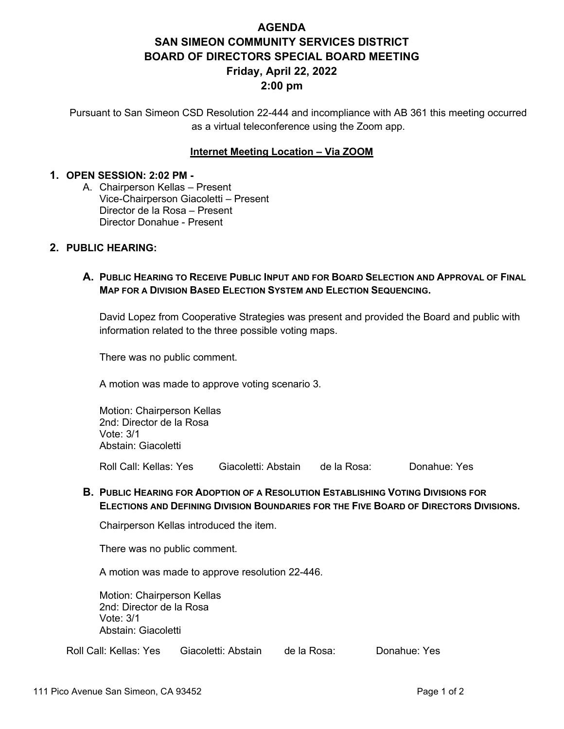# AGENDA
# SAN SIMEON COMMUNITY SERVICES DISTRICT
# BOARD OF DIRECTORS SPECIAL BOARD MEETING
# Friday, April 22, 2022
# 2:00 pm

Pursuant to San Simeon CSD Resolution 22-444 and incompliance with AB 361 this meeting occurred as a virtual teleconference using the Zoom app.

**Internet Meeting Location – Via ZOOM**

1. **OPEN SESSION: 2:02 PM -**

   A. Chairperson Kellas – Present
      Vice-Chairperson Giacoletti – Present
      Director de la Rosa – Present
      Director Donahue - Present

2. **PUBLIC HEARING:**

   **A. PUBLIC HEARING TO RECEIVE PUBLIC INPUT AND FOR BOARD SELECTION AND APPROVAL OF FINAL MAP FOR A DIVISION BASED ELECTION SYSTEM AND ELECTION SEQUENCING.**

   David Lopez from Cooperative Strategies was present and provided the Board and public with information related to the three possible voting maps.

   There was no public comment.

   A motion was made to approve voting scenario 3.

   Motion: Chairperson Kellas
   2nd: Director de la Rosa
   Vote: 3/1
   Abstain: Giacoletti

   Roll Call: Kellas: Yes Giacoletti: Abstain de la Rosa: Donahue: Yes

   **B. PUBLIC HEARING FOR ADOPTION OF A RESOLUTION ESTABLISHING VOTING DIVISIONS FOR ELECTIONS AND DEFINING DIVISION BOUNDARIES FOR THE FIVE BOARD OF DIRECTORS DIVISIONS.**

   Chairperson Kellas introduced the item.

   There was no public comment.

   A motion was made to approve resolution 22-446.

   Motion: Chairperson Kellas
   2nd: Director de la Rosa
   Vote: 3/1
   Abstain: Giacoletti

   Roll Call: Kellas: Yes Giacoletti: Abstain de la Rosa: Donahue: Yes

111 Pico Avenue San Simeon, CA 93452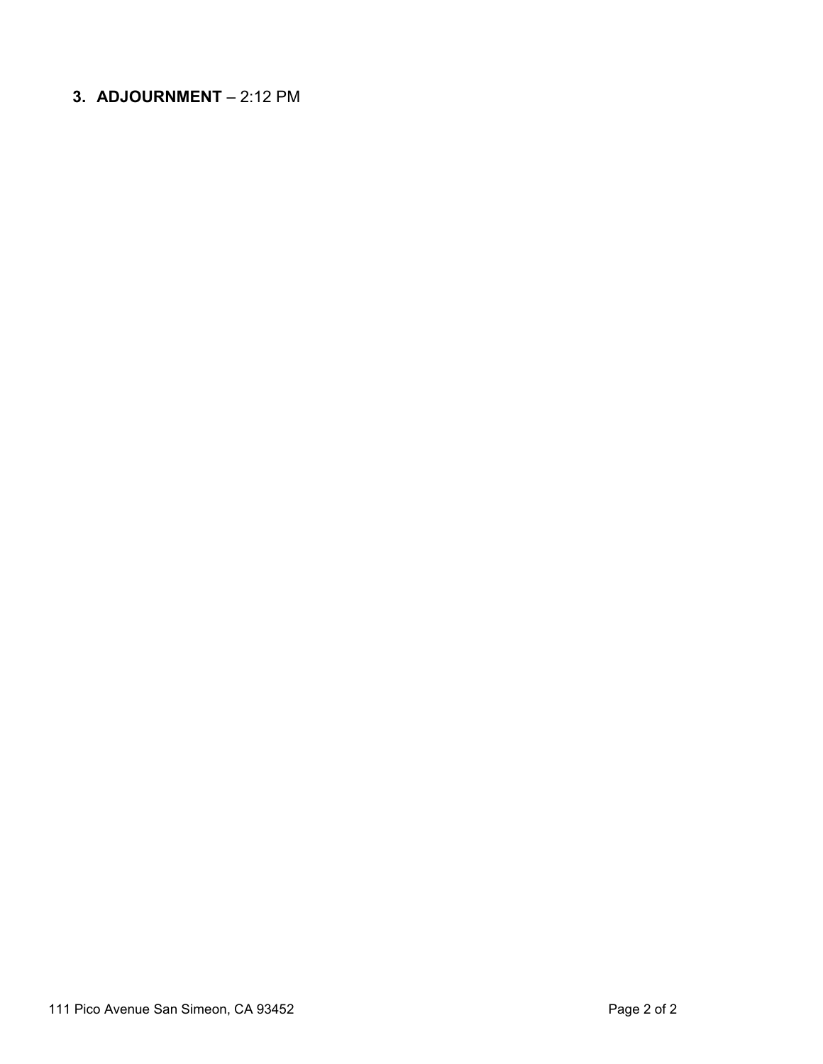3. **ADJOURNMENT** – 2:12 PM

111 Pico Avenue San Simeon, CA 93452